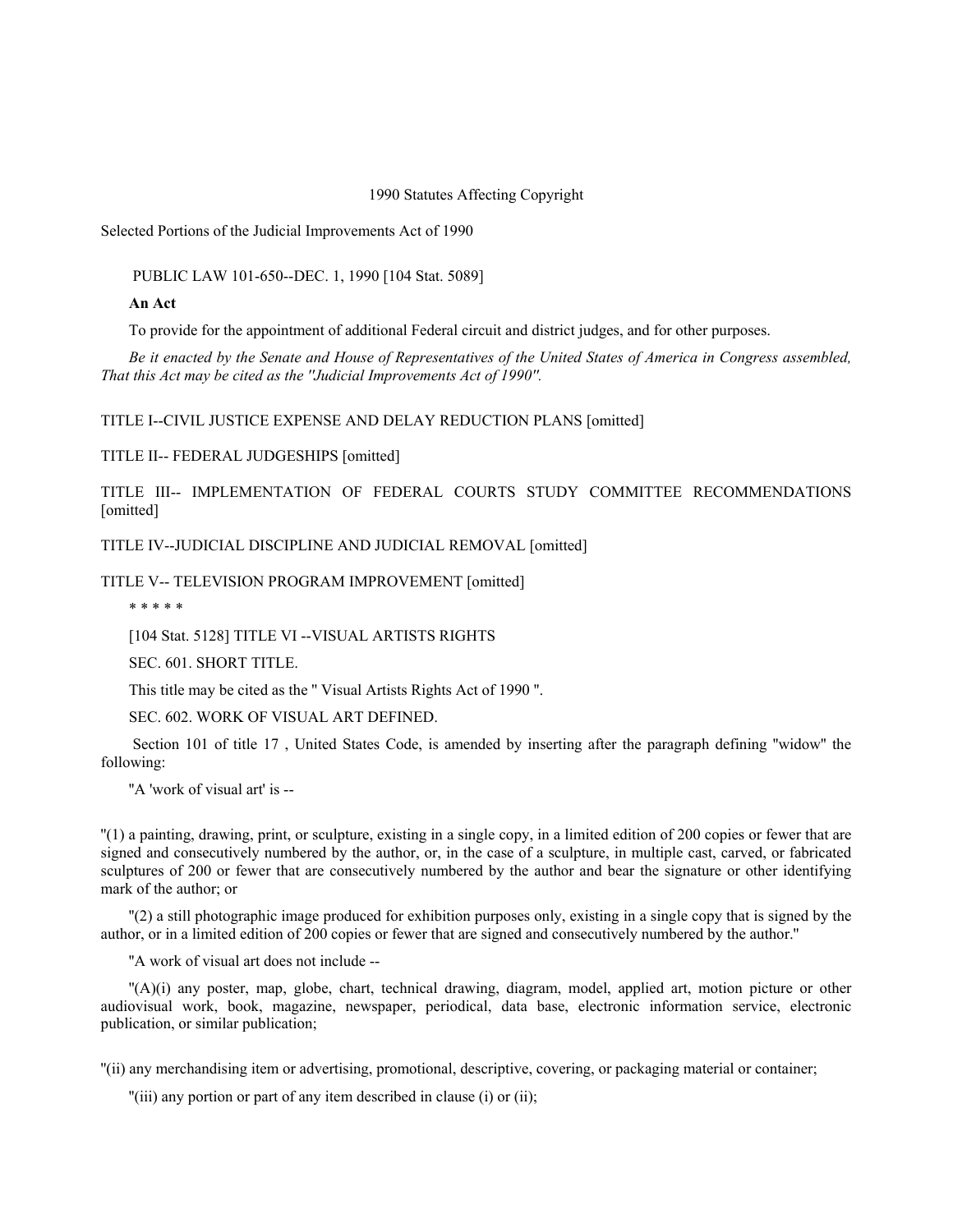# 1990 Statutes Affecting Copyright

## Selected Portions of the Judicial Improvements Act of 1990

PUBLIC LAW 101-650--DEC. 1, 1990 [104 Stat. 5089]

**An Act**

To provide for the appointment of additional Federal circuit and district judges, and for other purposes.

*Be it enacted by the Senate and House of Representatives of the United States of America in Congress assembled, That this Act may be cited as the "Judicial Improvements Act of 1990".*

TITLE I--CIVIL JUSTICE EXPENSE AND DELAY REDUCTION PLANS [omitted]

TITLE II-- FEDERAL JUDGESHIPS [omitted]

TITLE III-- IMPLEMENTATION OF FEDERAL COURTS STUDY COMMITTEE RECOMMENDATIONS [omitted]

TITLE IV--JUDICIAL DISCIPLINE AND JUDICIAL REMOVAL [omitted]

TITLE V-- TELEVISION PROGRAM IMPROVEMENT [omitted]

\* \* \* \* \*

[104 Stat. 5128] TITLE VI --VISUAL ARTISTS RIGHTS

SEC. 601. SHORT TITLE.

This title may be cited as the " Visual Artists Rights Act of 1990 ".

SEC. 602. WORK OF VISUAL ART DEFINED.

Section 101 of title 17 , United States Code, is amended by inserting after the paragraph defining "widow" the following:

"A 'work of visual art' is --

"(1) a painting, drawing, print, or sculpture, existing in a single copy, in a limited edition of 200 copies or fewer that are signed and consecutively numbered by the author, or, in the case of a sculpture, in multiple cast, carved, or fabricated sculptures of 200 or fewer that are consecutively numbered by the author and bear the signature or other identifying mark of the author; or

"(2) a still photographic image produced for exhibition purposes only, existing in a single copy that is signed by the author, or in a limited edition of 200 copies or fewer that are signed and consecutively numbered by the author."

"A work of visual art does not include --

"(A)(i) any poster, map, globe, chart, technical drawing, diagram, model, applied art, motion picture or other audiovisual work, book, magazine, newspaper, periodical, data base, electronic information service, electronic publication, or similar publication;

"(ii) any merchandising item or advertising, promotional, descriptive, covering, or packaging material or container;

"(iii) any portion or part of any item described in clause (i) or (ii);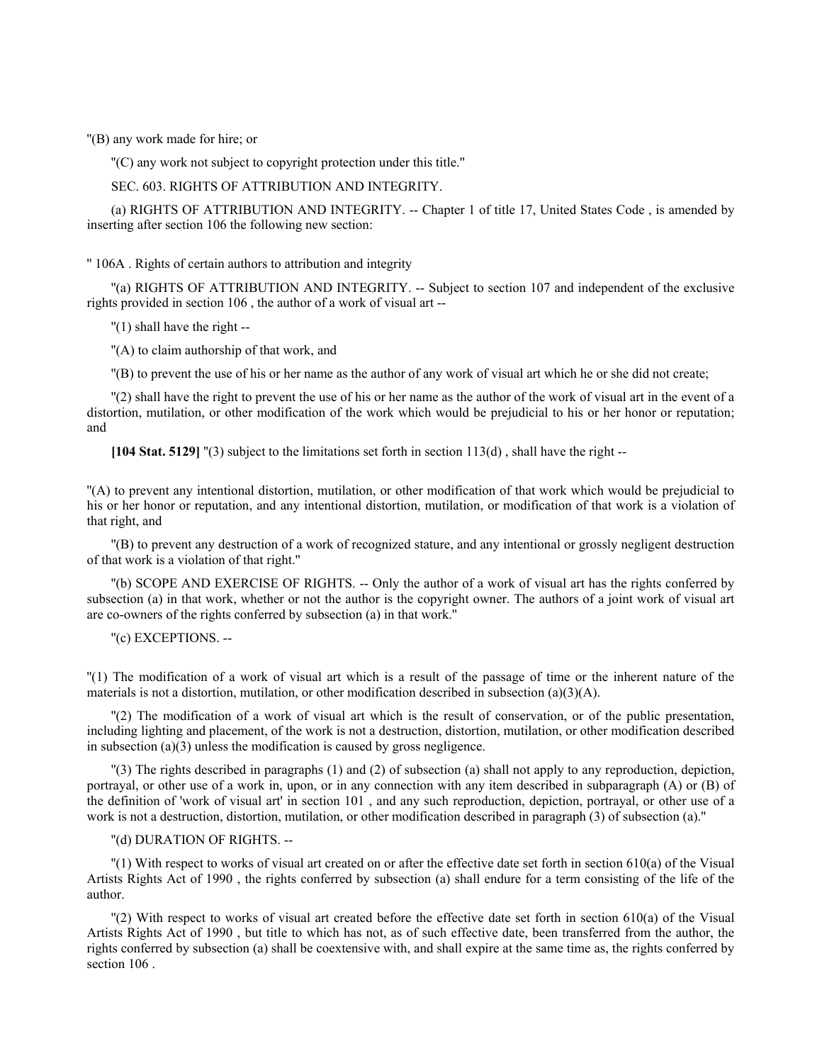"(B) any work made for hire; or

"(C) any work not subject to copyright protection under this title."

SEC. 603. RIGHTS OF ATTRIBUTION AND INTEGRITY.

(a) RIGHTS OF ATTRIBUTION AND INTEGRITY. -- Chapter 1 of title 17, United States Code , is amended by inserting after section 106 the following new section:

" 106A . Rights of certain authors to attribution and integrity

"(a) RIGHTS OF ATTRIBUTION AND INTEGRITY. -- Subject to section 107 and independent of the exclusive rights provided in section 106 , the author of a work of visual art --

"(1) shall have the right --

"(A) to claim authorship of that work, and

"(B) to prevent the use of his or her name as the author of any work of visual art which he or she did not create;

"(2) shall have the right to prevent the use of his or her name as the author of the work of visual art in the event of a distortion, mutilation, or other modification of the work which would be prejudicial to his or her honor or reputation; and

**[104 Stat. 5129]** "(3) subject to the limitations set forth in section 113(d) , shall have the right --

"(A) to prevent any intentional distortion, mutilation, or other modification of that work which would be prejudicial to his or her honor or reputation, and any intentional distortion, mutilation, or modification of that work is a violation of that right, and

"(B) to prevent any destruction of a work of recognized stature, and any intentional or grossly negligent destruction of that work is a violation of that right."

"(b) SCOPE AND EXERCISE OF RIGHTS. -- Only the author of a work of visual art has the rights conferred by subsection (a) in that work, whether or not the author is the copyright owner. The authors of a joint work of visual art are co-owners of the rights conferred by subsection (a) in that work."

"(c) EXCEPTIONS. --

"(1) The modification of a work of visual art which is a result of the passage of time or the inherent nature of the materials is not a distortion, mutilation, or other modification described in subsection (a)(3)(A).

"(2) The modification of a work of visual art which is the result of conservation, or of the public presentation, including lighting and placement, of the work is not a destruction, distortion, mutilation, or other modification described in subsection (a)(3) unless the modification is caused by gross negligence.

"(3) The rights described in paragraphs (1) and (2) of subsection (a) shall not apply to any reproduction, depiction, portrayal, or other use of a work in, upon, or in any connection with any item described in subparagraph (A) or (B) of the definition of 'work of visual art' in section 101 , and any such reproduction, depiction, portrayal, or other use of a work is not a destruction, distortion, mutilation, or other modification described in paragraph (3) of subsection (a)."

"(d) DURATION OF RIGHTS. --

"(1) With respect to works of visual art created on or after the effective date set forth in section 610(a) of the Visual Artists Rights Act of 1990 , the rights conferred by subsection (a) shall endure for a term consisting of the life of the author.

"(2) With respect to works of visual art created before the effective date set forth in section 610(a) of the Visual Artists Rights Act of 1990 , but title to which has not, as of such effective date, been transferred from the author, the rights conferred by subsection (a) shall be coextensive with, and shall expire at the same time as, the rights conferred by section 106 .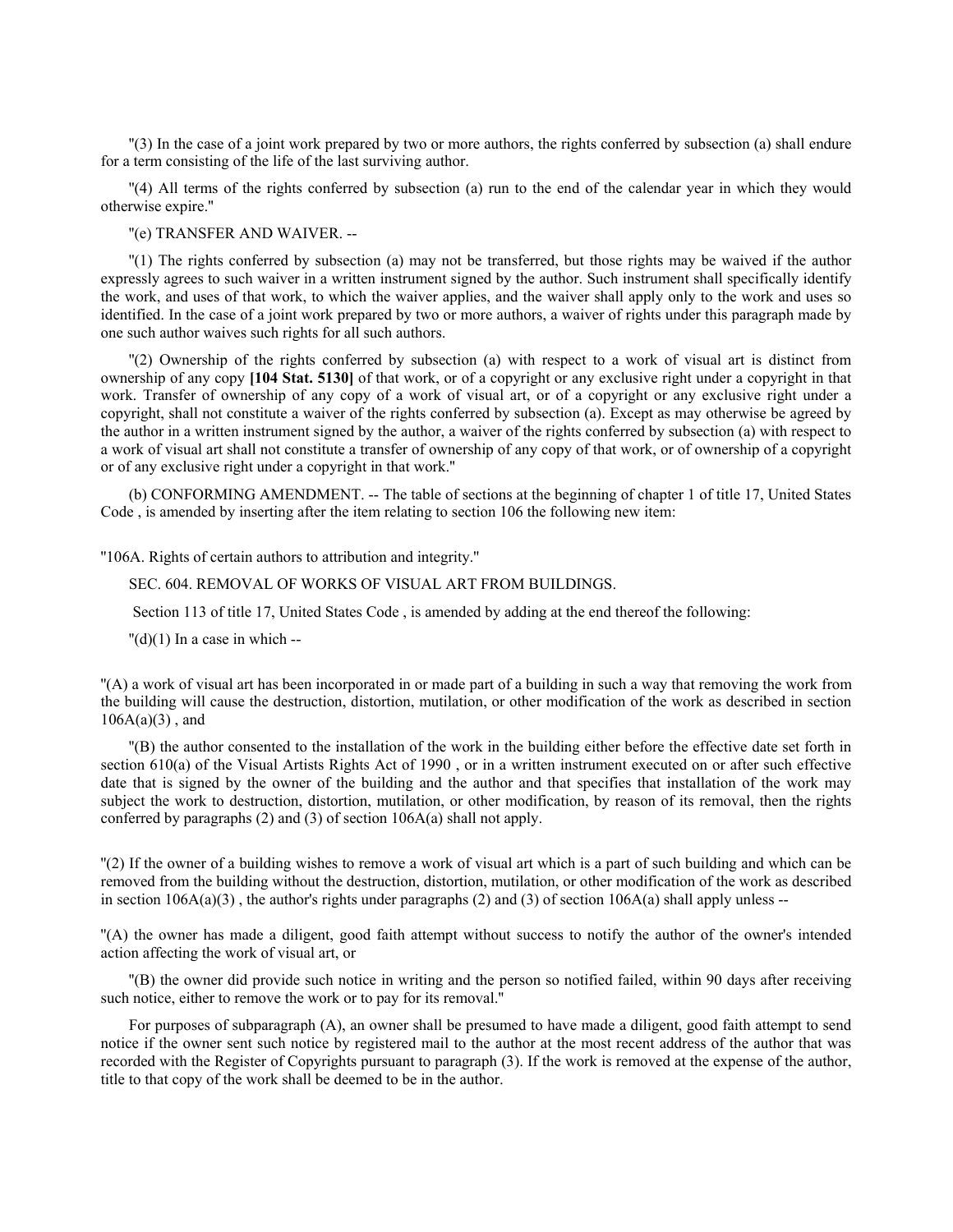"(3) In the case of a joint work prepared by two or more authors, the rights conferred by subsection (a) shall endure for a term consisting of the life of the last surviving author.

"(4) All terms of the rights conferred by subsection (a) run to the end of the calendar year in which they would otherwise expire."

"(e) TRANSFER AND WAIVER. --

"(1) The rights conferred by subsection (a) may not be transferred, but those rights may be waived if the author expressly agrees to such waiver in a written instrument signed by the author. Such instrument shall specifically identify the work, and uses of that work, to which the waiver applies, and the waiver shall apply only to the work and uses so identified. In the case of a joint work prepared by two or more authors, a waiver of rights under this paragraph made by one such author waives such rights for all such authors.

"(2) Ownership of the rights conferred by subsection (a) with respect to a work of visual art is distinct from ownership of any copy **[104 Stat. 5130]** of that work, or of a copyright or any exclusive right under a copyright in that work. Transfer of ownership of any copy of a work of visual art, or of a copyright or any exclusive right under a copyright, shall not constitute a waiver of the rights conferred by subsection (a). Except as may otherwise be agreed by the author in a written instrument signed by the author, a waiver of the rights conferred by subsection (a) with respect to a work of visual art shall not constitute a transfer of ownership of any copy of that work, or of ownership of a copyright or of any exclusive right under a copyright in that work."

(b) CONFORMING AMENDMENT. -- The table of sections at the beginning of chapter 1 of title 17, United States Code , is amended by inserting after the item relating to section 106 the following new item:

"106A. Rights of certain authors to attribution and integrity."

SEC. 604. REMOVAL OF WORKS OF VISUAL ART FROM BUILDINGS.

Section 113 of title 17, United States Code , is amended by adding at the end thereof the following:

"(d)(1) In a case in which --

"(A) a work of visual art has been incorporated in or made part of a building in such a way that removing the work from the building will cause the destruction, distortion, mutilation, or other modification of the work as described in section 106A(a)(3) , and

"(B) the author consented to the installation of the work in the building either before the effective date set forth in section 610(a) of the Visual Artists Rights Act of 1990 , or in a written instrument executed on or after such effective date that is signed by the owner of the building and the author and that specifies that installation of the work may subject the work to destruction, distortion, mutilation, or other modification, by reason of its removal, then the rights conferred by paragraphs (2) and (3) of section 106A(a) shall not apply.

"(2) If the owner of a building wishes to remove a work of visual art which is a part of such building and which can be removed from the building without the destruction, distortion, mutilation, or other modification of the work as described in section 106A(a)(3) , the author's rights under paragraphs (2) and (3) of section 106A(a) shall apply unless --

"(A) the owner has made a diligent, good faith attempt without success to notify the author of the owner's intended action affecting the work of visual art, or

"(B) the owner did provide such notice in writing and the person so notified failed, within 90 days after receiving such notice, either to remove the work or to pay for its removal."

For purposes of subparagraph (A), an owner shall be presumed to have made a diligent, good faith attempt to send notice if the owner sent such notice by registered mail to the author at the most recent address of the author that was recorded with the Register of Copyrights pursuant to paragraph (3). If the work is removed at the expense of the author, title to that copy of the work shall be deemed to be in the author.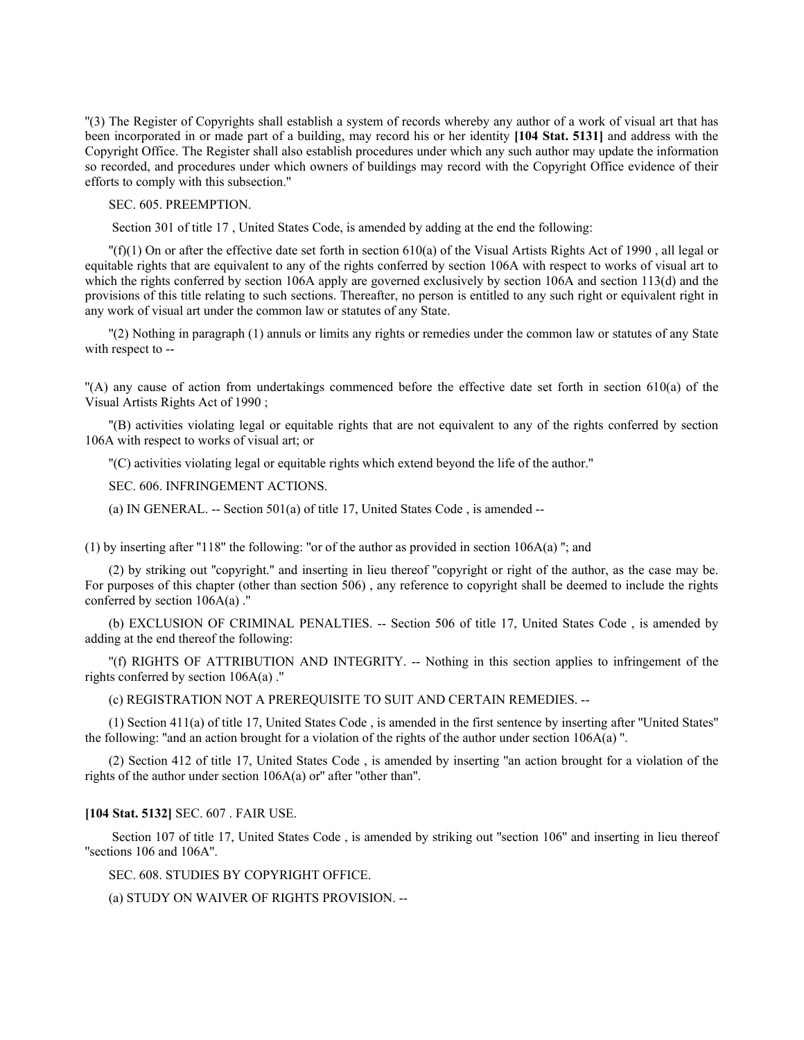"(3) The Register of Copyrights shall establish a system of records whereby any author of a work of visual art that has been incorporated in or made part of a building, may record his or her identity **[104 Stat. 5131]** and address with the Copyright Office. The Register shall also establish procedures under which any such author may update the information so recorded, and procedures under which owners of buildings may record with the Copyright Office evidence of their efforts to comply with this subsection."

SEC. 605. PREEMPTION.

Section 301 of title 17 , United States Code, is amended by adding at the end the following:

"(f)(1) On or after the effective date set forth in section 610(a) of the Visual Artists Rights Act of 1990 , all legal or equitable rights that are equivalent to any of the rights conferred by section 106A with respect to works of visual art to which the rights conferred by section 106A apply are governed exclusively by section 106A and section 113(d) and the provisions of this title relating to such sections. Thereafter, no person is entitled to any such right or equivalent right in any work of visual art under the common law or statutes of any State.

"(2) Nothing in paragraph (1) annuls or limits any rights or remedies under the common law or statutes of any State with respect to --

"(A) any cause of action from undertakings commenced before the effective date set forth in section 610(a) of the Visual Artists Rights Act of 1990 ;

"(B) activities violating legal or equitable rights that are not equivalent to any of the rights conferred by section 106A with respect to works of visual art; or

"(C) activities violating legal or equitable rights which extend beyond the life of the author."

SEC. 606. INFRINGEMENT ACTIONS.

(a) IN GENERAL. -- Section 501(a) of title 17, United States Code , is amended --

(1) by inserting after "118" the following: "or of the author as provided in section 106A(a) "; and

(2) by striking out "copyright." and inserting in lieu thereof "copyright or right of the author, as the case may be. For purposes of this chapter (other than section 506) , any reference to copyright shall be deemed to include the rights conferred by section 106A(a) ."

(b) EXCLUSION OF CRIMINAL PENALTIES. -- Section 506 of title 17, United States Code , is amended by adding at the end thereof the following:

"(f) RIGHTS OF ATTRIBUTION AND INTEGRITY. -- Nothing in this section applies to infringement of the rights conferred by section 106A(a) ."

(c) REGISTRATION NOT A PREREQUISITE TO SUIT AND CERTAIN REMEDIES. --

(1) Section 411(a) of title 17, United States Code , is amended in the first sentence by inserting after "United States" the following: "and an action brought for a violation of the rights of the author under section 106A(a) ".

(2) Section 412 of title 17, United States Code , is amended by inserting "an action brought for a violation of the rights of the author under section 106A(a) or" after "other than".

**[104 Stat. 5132]** SEC. 607 . FAIR USE.

Section 107 of title 17, United States Code , is amended by striking out "section 106" and inserting in lieu thereof "sections 106 and 106A".

SEC. 608. STUDIES BY COPYRIGHT OFFICE.

(a) STUDY ON WAIVER OF RIGHTS PROVISION. --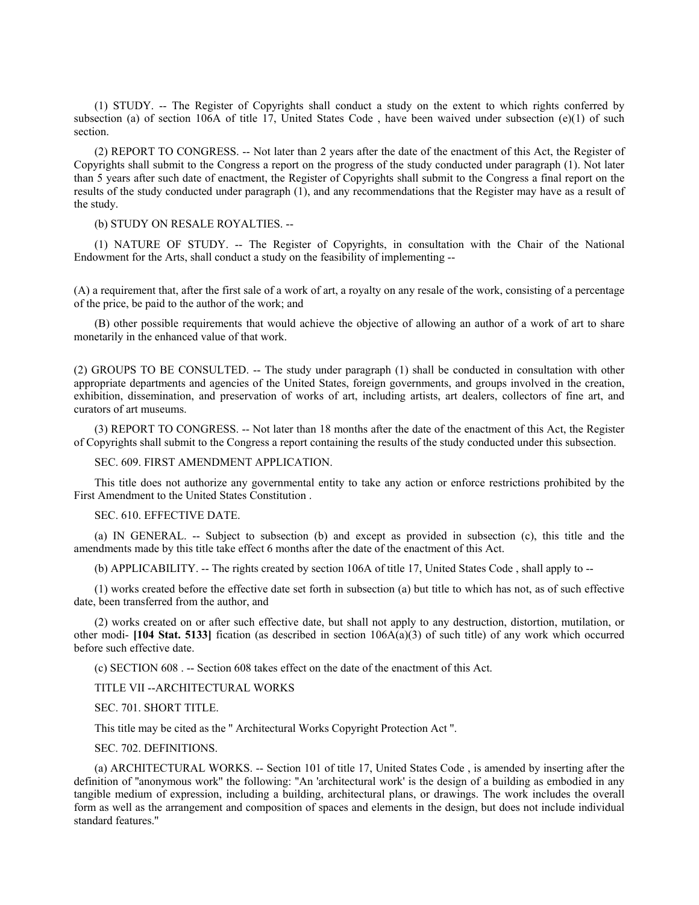(1) STUDY. -- The Register of Copyrights shall conduct a study on the extent to which rights conferred by subsection (a) of section 106A of title 17, United States Code , have been waived under subsection (e)(1) of such section.

(2) REPORT TO CONGRESS. -- Not later than 2 years after the date of the enactment of this Act, the Register of Copyrights shall submit to the Congress a report on the progress of the study conducted under paragraph (1). Not later than 5 years after such date of enactment, the Register of Copyrights shall submit to the Congress a final report on the results of the study conducted under paragraph (1), and any recommendations that the Register may have as a result of the study.

(b) STUDY ON RESALE ROYALTIES. --

(1) NATURE OF STUDY. -- The Register of Copyrights, in consultation with the Chair of the National Endowment for the Arts, shall conduct a study on the feasibility of implementing --

(A) a requirement that, after the first sale of a work of art, a royalty on any resale of the work, consisting of a percentage of the price, be paid to the author of the work; and

(B) other possible requirements that would achieve the objective of allowing an author of a work of art to share monetarily in the enhanced value of that work.

(2) GROUPS TO BE CONSULTED. -- The study under paragraph (1) shall be conducted in consultation with other appropriate departments and agencies of the United States, foreign governments, and groups involved in the creation, exhibition, dissemination, and preservation of works of art, including artists, art dealers, collectors of fine art, and curators of art museums.

(3) REPORT TO CONGRESS. -- Not later than 18 months after the date of the enactment of this Act, the Register of Copyrights shall submit to the Congress a report containing the results of the study conducted under this subsection.

SEC. 609. FIRST AMENDMENT APPLICATION.

This title does not authorize any governmental entity to take any action or enforce restrictions prohibited by the First Amendment to the United States Constitution .

SEC. 610. EFFECTIVE DATE.

(a) IN GENERAL. -- Subject to subsection (b) and except as provided in subsection (c), this title and the amendments made by this title take effect 6 months after the date of the enactment of this Act.

(b) APPLICABILITY. -- The rights created by section 106A of title 17, United States Code , shall apply to --

(1) works created before the effective date set forth in subsection (a) but title to which has not, as of such effective date, been transferred from the author, and

(2) works created on or after such effective date, but shall not apply to any destruction, distortion, mutilation, or other modi- **[104 Stat. 5133]** fication (as described in section 106A(a)(3) of such title) of any work which occurred before such effective date.

(c) SECTION 608 . -- Section 608 takes effect on the date of the enactment of this Act.

TITLE VII --ARCHITECTURAL WORKS

SEC. 701. SHORT TITLE.

This title may be cited as the " Architectural Works Copyright Protection Act ".

SEC. 702. DEFINITIONS.

(a) ARCHITECTURAL WORKS. -- Section 101 of title 17, United States Code , is amended by inserting after the definition of "anonymous work" the following: "An 'architectural work' is the design of a building as embodied in any tangible medium of expression, including a building, architectural plans, or drawings. The work includes the overall form as well as the arrangement and composition of spaces and elements in the design, but does not include individual standard features."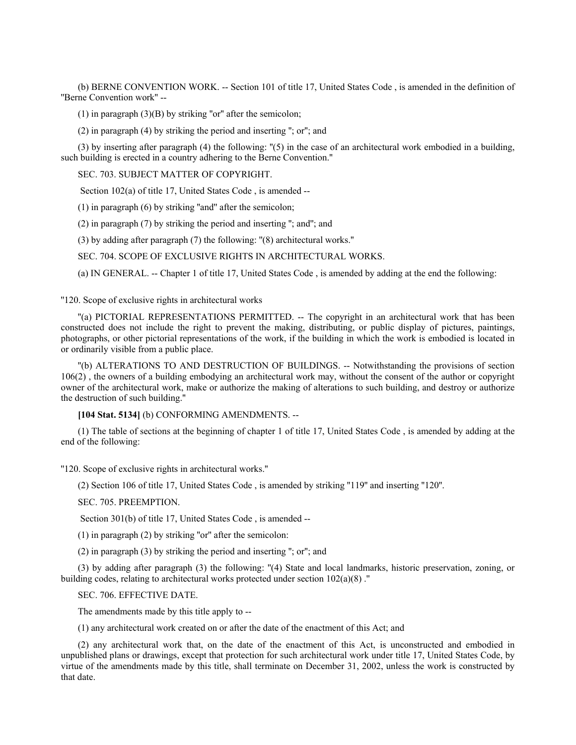(b) BERNE CONVENTION WORK. -- Section 101 of title 17, United States Code , is amended in the definition of "Berne Convention work" --

(1) in paragraph (3)(B) by striking "or" after the semicolon;

(2) in paragraph (4) by striking the period and inserting "; or"; and

(3) by inserting after paragraph (4) the following: "(5) in the case of an architectural work embodied in a building, such building is erected in a country adhering to the Berne Convention."

SEC. 703. SUBJECT MATTER OF COPYRIGHT.

Section 102(a) of title 17, United States Code , is amended --

(1) in paragraph (6) by striking "and" after the semicolon;

(2) in paragraph (7) by striking the period and inserting "; and"; and

(3) by adding after paragraph (7) the following: "(8) architectural works."

SEC. 704. SCOPE OF EXCLUSIVE RIGHTS IN ARCHITECTURAL WORKS.

(a) IN GENERAL. -- Chapter 1 of title 17, United States Code , is amended by adding at the end the following:

"120. Scope of exclusive rights in architectural works

"(a) PICTORIAL REPRESENTATIONS PERMITTED. -- The copyright in an architectural work that has been constructed does not include the right to prevent the making, distributing, or public display of pictures, paintings, photographs, or other pictorial representations of the work, if the building in which the work is embodied is located in or ordinarily visible from a public place.

"(b) ALTERATIONS TO AND DESTRUCTION OF BUILDINGS. -- Notwithstanding the provisions of section 106(2) , the owners of a building embodying an architectural work may, without the consent of the author or copyright owner of the architectural work, make or authorize the making of alterations to such building, and destroy or authorize the destruction of such building."

**[104 Stat. 5134]** (b) CONFORMING AMENDMENTS. --

(1) The table of sections at the beginning of chapter 1 of title 17, United States Code , is amended by adding at the end of the following:

"120. Scope of exclusive rights in architectural works."

(2) Section 106 of title 17, United States Code , is amended by striking "119" and inserting "120".

SEC. 705. PREEMPTION.

Section 301(b) of title 17, United States Code , is amended --

(1) in paragraph (2) by striking "or" after the semicolon:

(2) in paragraph (3) by striking the period and inserting "; or"; and

(3) by adding after paragraph (3) the following: "(4) State and local landmarks, historic preservation, zoning, or building codes, relating to architectural works protected under section 102(a)(8) ."

SEC. 706. EFFECTIVE DATE.

The amendments made by this title apply to --

(1) any architectural work created on or after the date of the enactment of this Act; and

(2) any architectural work that, on the date of the enactment of this Act, is unconstructed and embodied in unpublished plans or drawings, except that protection for such architectural work under title 17, United States Code, by virtue of the amendments made by this title, shall terminate on December 31, 2002, unless the work is constructed by that date.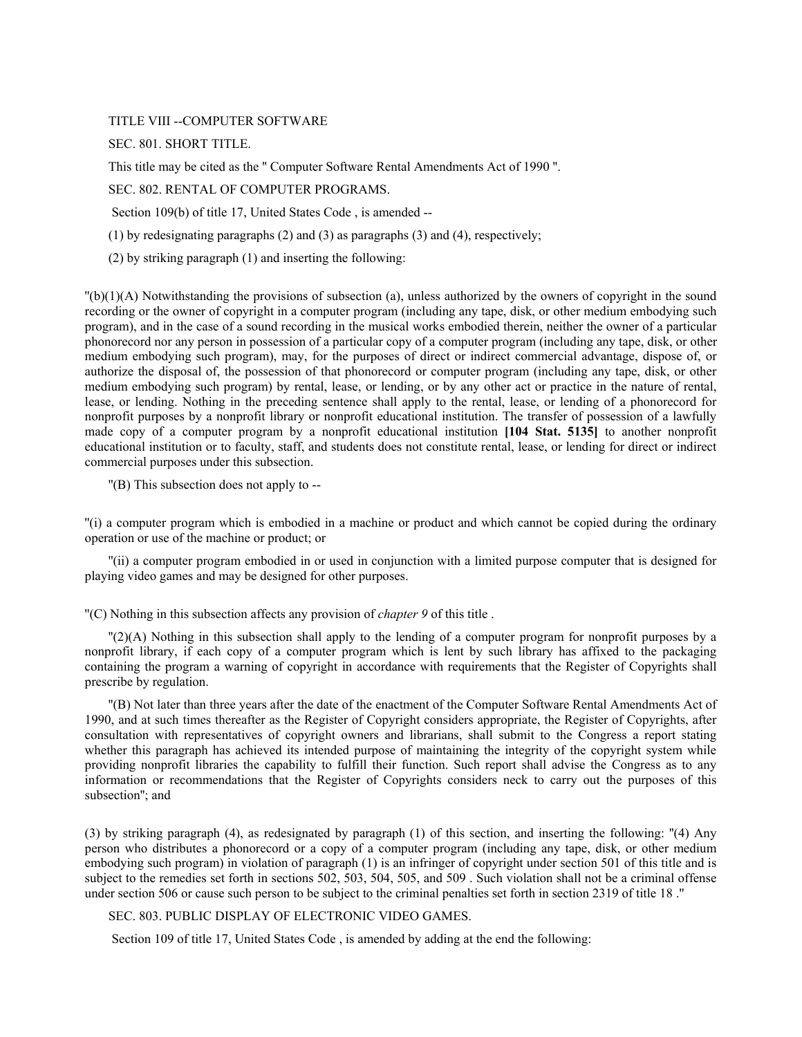TITLE VIII --COMPUTER SOFTWARE

SEC. 801. SHORT TITLE.

This title may be cited as the " Computer Software Rental Amendments Act of 1990 ".

SEC. 802. RENTAL OF COMPUTER PROGRAMS.

Section 109(b) of title 17, United States Code , is amended --

(1) by redesignating paragraphs (2) and (3) as paragraphs (3) and (4), respectively;

(2) by striking paragraph (1) and inserting the following:

"(b)(1)(A) Notwithstanding the provisions of subsection (a), unless authorized by the owners of copyright in the sound recording or the owner of copyright in a computer program (including any tape, disk, or other medium embodying such program), and in the case of a sound recording in the musical works embodied therein, neither the owner of a particular phonorecord nor any person in possession of a particular copy of a computer program (including any tape, disk, or other medium embodying such program), may, for the purposes of direct or indirect commercial advantage, dispose of, or authorize the disposal of, the possession of that phonorecord or computer program (including any tape, disk, or other medium embodying such program) by rental, lease, or lending, or by any other act or practice in the nature of rental, lease, or lending. Nothing in the preceding sentence shall apply to the rental, lease, or lending of a phonorecord for nonprofit purposes by a nonprofit library or nonprofit educational institution. The transfer of possession of a lawfully made copy of a computer program by a nonprofit educational institution **[104 Stat. 5135]** to another nonprofit educational institution or to faculty, staff, and students does not constitute rental, lease, or lending for direct or indirect commercial purposes under this subsection.

"(B) This subsection does not apply to --

"(i) a computer program which is embodied in a machine or product and which cannot be copied during the ordinary operation or use of the machine or product; or

"(ii) a computer program embodied in or used in conjunction with a limited purpose computer that is designed for playing video games and may be designed for other purposes.

"(C) Nothing in this subsection affects any provision of *chapter 9* of this title .

"(2)(A) Nothing in this subsection shall apply to the lending of a computer program for nonprofit purposes by a nonprofit library, if each copy of a computer program which is lent by such library has affixed to the packaging containing the program a warning of copyright in accordance with requirements that the Register of Copyrights shall prescribe by regulation.

"(B) Not later than three years after the date of the enactment of the Computer Software Rental Amendments Act of 1990, and at such times thereafter as the Register of Copyright considers appropriate, the Register of Copyrights, after consultation with representatives of copyright owners and librarians, shall submit to the Congress a report stating whether this paragraph has achieved its intended purpose of maintaining the integrity of the copyright system while providing nonprofit libraries the capability to fulfill their function. Such report shall advise the Congress as to any information or recommendations that the Register of Copyrights considers neck to carry out the purposes of this subsection"; and

(3) by striking paragraph (4), as redesignated by paragraph (1) of this section, and inserting the following: "(4) Any person who distributes a phonorecord or a copy of a computer program (including any tape, disk, or other medium embodying such program) in violation of paragraph (1) is an infringer of copyright under section 501 of this title and is subject to the remedies set forth in sections 502, 503, 504, 505, and 509 . Such violation shall not be a criminal offense under section 506 or cause such person to be subject to the criminal penalties set forth in section 2319 of title 18 ."

SEC. 803. PUBLIC DISPLAY OF ELECTRONIC VIDEO GAMES.

Section 109 of title 17, United States Code , is amended by adding at the end the following: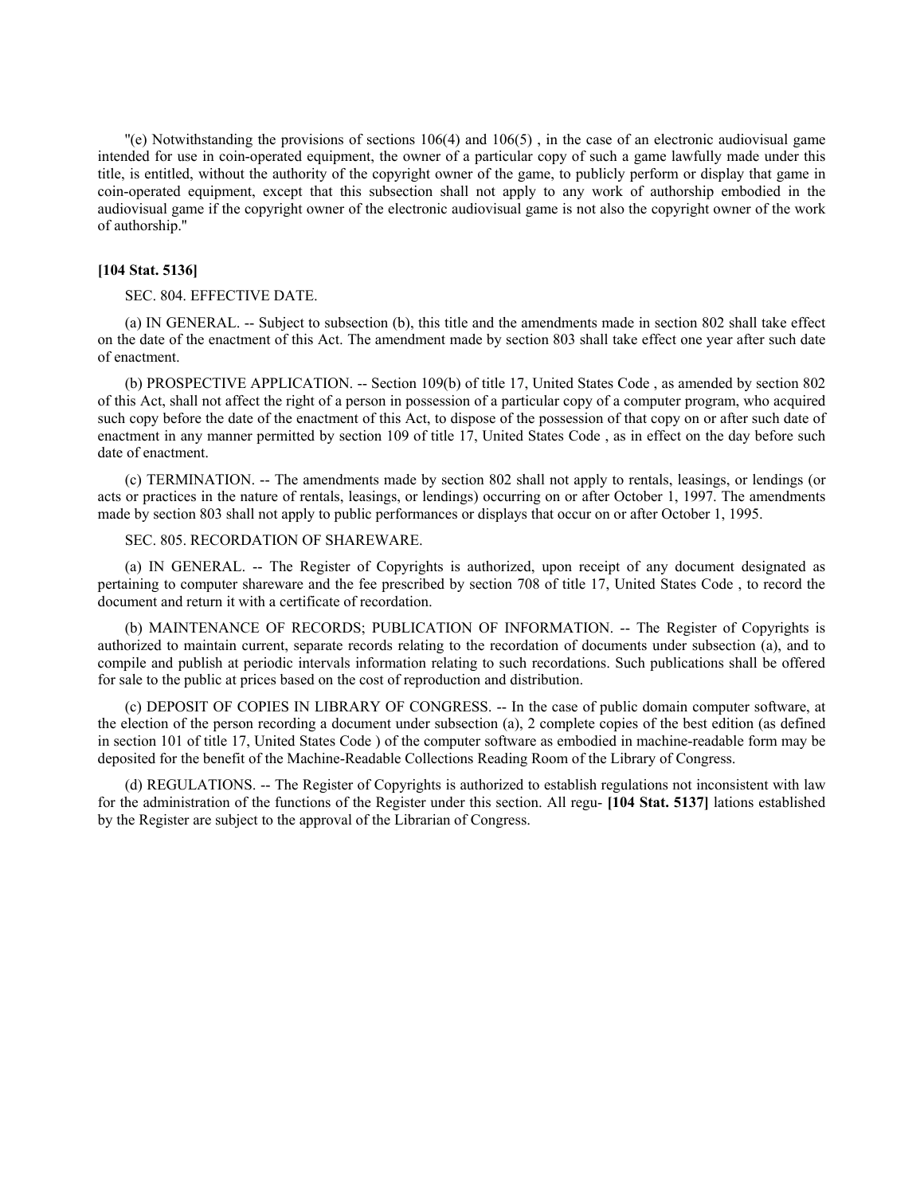"(e) Notwithstanding the provisions of sections 106(4) and 106(5) , in the case of an electronic audiovisual game intended for use in coin-operated equipment, the owner of a particular copy of such a game lawfully made under this title, is entitled, without the authority of the copyright owner of the game, to publicly perform or display that game in coin-operated equipment, except that this subsection shall not apply to any work of authorship embodied in the audiovisual game if the copyright owner of the electronic audiovisual game is not also the copyright owner of the work of authorship."

**[104 Stat. 5136]**

SEC. 804. EFFECTIVE DATE.

(a) IN GENERAL. -- Subject to subsection (b), this title and the amendments made in section 802 shall take effect on the date of the enactment of this Act. The amendment made by section 803 shall take effect one year after such date of enactment.

(b) PROSPECTIVE APPLICATION. -- Section 109(b) of title 17, United States Code , as amended by section 802 of this Act, shall not affect the right of a person in possession of a particular copy of a computer program, who acquired such copy before the date of the enactment of this Act, to dispose of the possession of that copy on or after such date of enactment in any manner permitted by section 109 of title 17, United States Code , as in effect on the day before such date of enactment.

(c) TERMINATION. -- The amendments made by section 802 shall not apply to rentals, leasings, or lendings (or acts or practices in the nature of rentals, leasings, or lendings) occurring on or after October 1, 1997. The amendments made by section 803 shall not apply to public performances or displays that occur on or after October 1, 1995.

SEC. 805. RECORDATION OF SHAREWARE.

(a) IN GENERAL. -- The Register of Copyrights is authorized, upon receipt of any document designated as pertaining to computer shareware and the fee prescribed by section 708 of title 17, United States Code , to record the document and return it with a certificate of recordation.

(b) MAINTENANCE OF RECORDS; PUBLICATION OF INFORMATION. -- The Register of Copyrights is authorized to maintain current, separate records relating to the recordation of documents under subsection (a), and to compile and publish at periodic intervals information relating to such recordations. Such publications shall be offered for sale to the public at prices based on the cost of reproduction and distribution.

(c) DEPOSIT OF COPIES IN LIBRARY OF CONGRESS. -- In the case of public domain computer software, at the election of the person recording a document under subsection (a), 2 complete copies of the best edition (as defined in section 101 of title 17, United States Code ) of the computer software as embodied in machine-readable form may be deposited for the benefit of the Machine-Readable Collections Reading Room of the Library of Congress.

(d) REGULATIONS. -- The Register of Copyrights is authorized to establish regulations not inconsistent with law for the administration of the functions of the Register under this section. All regu- **[104 Stat. 5137]** lations established by the Register are subject to the approval of the Librarian of Congress.